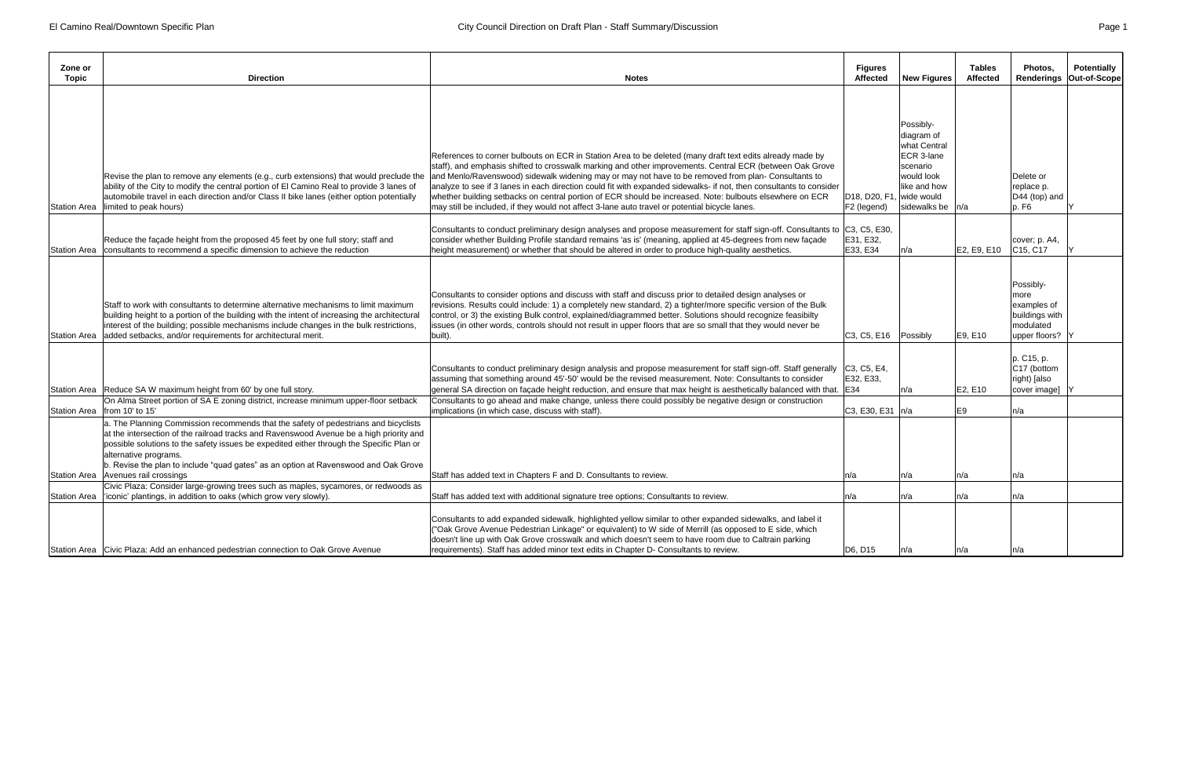| Zone or Topic | Direction | Notes | Figures Affected | New Figures | Tables Affected | Photos, Renderings | Potentially Out-of-Scope |
|---|---|---|---|---|---|---|---|
| Station Area | Revise the plan to remove any elements (e.g., curb extensions) that would preclude the ability of the City to modify the central portion of El Camino Real to provide 3 lanes of automobile travel in each direction and/or Class II bike lanes (either option potentially limited to peak hours) | References to corner bulbouts on ECR in Station Area to be deleted (many draft text edits already made by staff), and emphasis shifted to crosswalk marking and other improvements. Central ECR (between Oak Grove and Menlo/Ravenswood) sidewalk widening may or may not have to be removed from plan- Consultants to analyze to see if 3 lanes in each direction could fit with expanded sidewalks- if not, then consultants to consider whether building setbacks on central portion of ECR should be increased. Note: bulbouts elsewhere on ECR may still be included, if they would not affect 3-lane auto travel or potential bicycle lanes. | D18, D20, F1, F2 (legend) | Possibly- diagram of what Central ECR 3-lane scenario would look like and how wide would sidewalks be | n/a | Delete or replace p. D44 (top) and p. F6 | Y |
| Station Area | Reduce the façade height from the proposed 45 feet by one full story; staff and consultants to recommend a specific dimension to achieve the reduction | Consultants to conduct preliminary design analyses and propose measurement for staff sign-off. Consultants to consider whether Building Profile standard remains 'as is' (meaning, applied at 45-degrees from new façade height measurement) or whether that should be altered in order to produce high-quality aesthetics. | C3, C5, E30, E31, E32, E33, E34 | n/a | E2, E9, E10 | cover; p. A4, C15, C17 | Y |
| Station Area | Staff to work with consultants to determine alternative mechanisms to limit maximum building height to a portion of the building with the intent of increasing the architectural interest of the building; possible mechanisms include changes in the bulk restrictions, added setbacks, and/or requirements for architectural merit. | Consultants to consider options and discuss with staff and discuss prior to detailed design analyses or revisions. Results could include: 1) a completely new standard, 2) a tighter/more specific version of the Bulk control, or 3) the existing Bulk control, explained/diagrammed better. Solutions should recognize feasibilty issues (in other words, controls should not result in upper floors that are so small that they would never be built). | C3, C5, E16 | Possibly | E9, E10 | Possibly- more examples of buildings with modulated upper floors? | Y |
| Station Area | Reduce SA W maximum height from 60' by one full story. | Consultants to conduct preliminary design analysis and propose measurement for staff sign-off. Staff generally assuming that something around 45'-50' would be the revised measurement. Note: Consultants to consider general SA direction on façade height reduction, and ensure that max height is aesthetically balanced with that. | C3, C5, E4, E32, E33, E34 | n/a | E2, E10 | p. C15, p. C17 (bottom right) [also cover image] | Y |
| Station Area | On Alma Street portion of SA E zoning district, increase minimum upper-floor setback from 10' to 15' | Consultants to go ahead and make change, unless there could possibly be negative design or construction implications (in which case, discuss with staff). | C3, E30, E31 | n/a | E9 | n/a | |
| Station Area | a. The Planning Commission recommends that the safety of pedestrians and bicyclists at the intersection of the railroad tracks and Ravenswood Avenue be a high priority and possible solutions to the safety issues be expedited either through the Specific Plan or alternative programs.<br>b. Revise the plan to include "quad gates" as an option at Ravenswood and Oak Grove Avenues rail crossings | Staff has added text in Chapters F and D. Consultants to review. | n/a | n/a | n/a | n/a | |
| Station Area | Civic Plaza: Consider large-growing trees such as maples, sycamores, or redwoods as 'iconic' plantings, in addition to oaks (which grow very slowly). | Staff has added text with additional signature tree options; Consultants to review. | n/a | n/a | n/a | n/a | |
| Station Area | Civic Plaza: Add an enhanced pedestrian connection to Oak Grove Avenue | Consultants to add expanded sidewalk, highlighted yellow similar to other expanded sidewalks, and label it ("Oak Grove Avenue Pedestrian Linkage" or equivalent) to W side of Merrill (as opposed to E side, which doesn't line up with Oak Grove crosswalk and which doesn't seem to have room due to Caltrain parking requirements). Staff has added minor text edits in Chapter D- Consultants to review. | D6, D15 | n/a | n/a | n/a | |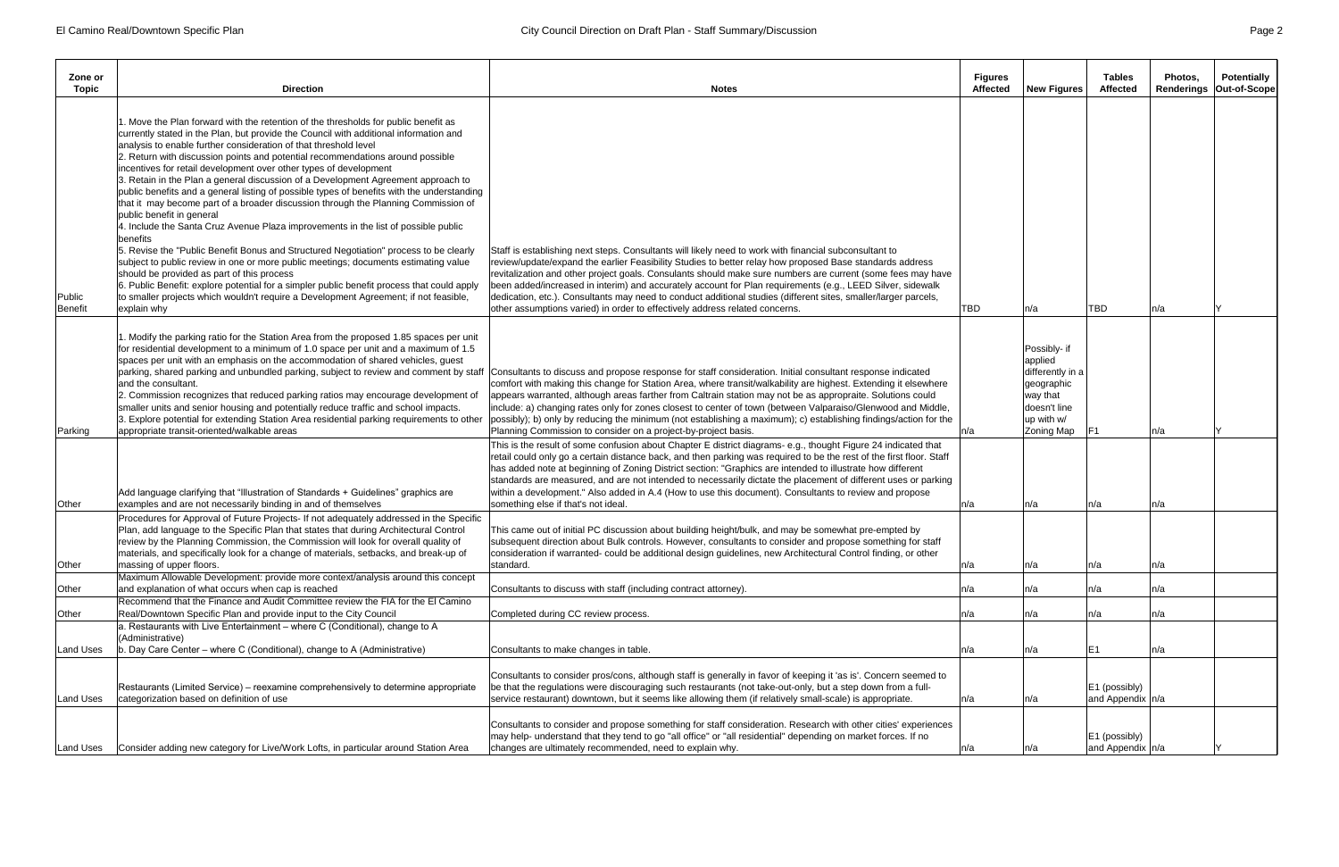| Zone or Topic | Direction | Notes | Figures Affected | New Figures | Tables Affected | Photos, Renderings | Potentially Out-of-Scope |
|---|---|---|---|---|---|---|---|
| Public Benefit | 1. Move the Plan forward with the retention of the thresholds for public benefit as currently stated in the Plan, but provide the Council with additional information and analysis to enable further consideration of that threshold level<br>2. Return with discussion points and potential recommendations around possible incentives for retail development over other types of development<br>3. Retain in the Plan a general discussion of a Development Agreement approach to public benefits and a general listing of possible types of benefits with the understanding that it may become part of a broader discussion through the Planning Commission of public benefit in general<br>4. Include the Santa Cruz Avenue Plaza improvements in the list of possible public benefits<br>5. Revise the "Public Benefit Bonus and Structured Negotiation" process to be clearly subject to public review in one or more public meetings; documents estimating value should be provided as part of this process<br>6. Public Benefit: explore potential for a simpler public benefit process that could apply to smaller projects which wouldn't require a Development Agreement; if not feasible, explain why | Staff is establishing next steps. Consultants will likely need to work with financial subconsultant to review/update/expand the earlier Feasibility Studies to better relay how proposed Base standards address revitalization and other project goals. Consultants should make sure numbers are current (some fees may have been added/increased in interim) and accurately account for Plan requirements (e.g., LEED Silver, sidewalk dedication, etc.). Consultants may need to conduct additional studies (different sites, smaller/larger parcels, other assumptions varied) in order to effectively address related concerns. | TBD | n/a | TBD | n/a | Y |
| Parking | 1. Modify the parking ratio for the Station Area from the proposed 1.85 spaces per unit for residential development to a minimum of 1.0 space per unit and a maximum of 1.5 spaces per unit with an emphasis on the accommodation of shared vehicles, guest parking, shared parking and unbundled parking, subject to review and comment by staff and the consultant.<br>2. Commission recognizes that reduced parking ratios may encourage development of smaller units and senior housing and potentially reduce traffic and school impacts.<br>3. Explore potential for extending Station Area residential parking requirements to other appropriate transit-oriented/walkable areas | Consultants to discuss and propose response for staff consideration. Initial consultant response indicated comfort with making this change for Station Area, where transit/walkability are highest. Extending it elsewhere appears warranted, although areas farther from Caltrain station may not be as appropraite. Solutions could include: a) changing rates only for zones closest to center of town (between Valparaiso/Glenwood and Middle, possibly); b) only by reducing the minimum (not establishing a maximum); c) establishing findings/action for the Planning Commission to consider on a project-by-project basis. | n/a | Possibly- if applied differently in a geographic way that doesn't line up w/ Zoning Map | F1 | n/a | Y |
| Other | Add language clarifying that "Illustration of Standards + Guidelines" graphics are examples and are not necessarily binding in and of themselves | This is the result of some confusion about Chapter E district diagrams- e.g., thought Figure 24 indicated that retail could only go a certain distance back, and then parking was required to be the rest of the first floor. Staff has added note at beginning of Zoning District section: "Graphics are intended to illustrate how different standards are measured, and are not intended to necessarily dictate the placement of different uses or parking within a development." Also added in A.4 (How to use this document). Consultants to review and propose something else if that's not ideal. | n/a | n/a | n/a | n/a | |
| Other | Procedures for Approval of Future Projects- If not adequately addressed in the Specific Plan, add language to the Specific Plan that states that during Architectural Control review by the Planning Commission, the Commission will look for overall quality of materials, and specifically look for a change of materials, setbacks, and break-up of massing of upper floors. | This came out of initial PC discussion about building height/bulk, and may be somewhat pre-empted by subsequent direction about Bulk controls. However, consultants to consider and propose something for staff consideration if warranted- could be additional design guidelines, new Architectural Control finding, or other standard. | n/a | n/a | n/a | n/a | |
| Other | Maximum Allowable Development: provide more context/analysis around this concept and explanation of what occurs when cap is reached | Consultants to discuss with staff (including contract attorney). | n/a | n/a | n/a | n/a | |
| Other | Recommend that the Finance and Audit Committee review the FIA for the El Camino Real/Downtown Specific Plan and provide input to the City Council | Completed during CC review process. | n/a | n/a | n/a | n/a | |
| Land Uses | a. Restaurants with Live Entertainment – where C (Conditional), change to A (Administrative)<br>b. Day Care Center – where C (Conditional), change to A (Administrative) | Consultants to make changes in table. | n/a | n/a | E1 | n/a | |
| Land Uses | Restaurants (Limited Service) – reexamine comprehensively to determine appropriate categorization based on definition of use | Consultants to consider pros/cons, although staff is generally in favor of keeping it 'as is'. Concern seemed to be that the regulations were discouraging such restaurants (not take-out-only, but a step down from a full-service restaurant) downtown, but it seems like allowing them (if relatively small-scale) is appropriate. | n/a | n/a | E1 (possibly) and Appendix | n/a | |
| Land Uses | Consider adding new category for Live/Work Lofts, in particular around Station Area | Consultants to consider and propose something for staff consideration. Research with other cities' experiences may help- understand that they tend to go "all office" or "all residential" depending on market forces. If no changes are ultimately recommended, need to explain why. | n/a | n/a | E1 (possibly) and Appendix | n/a | Y |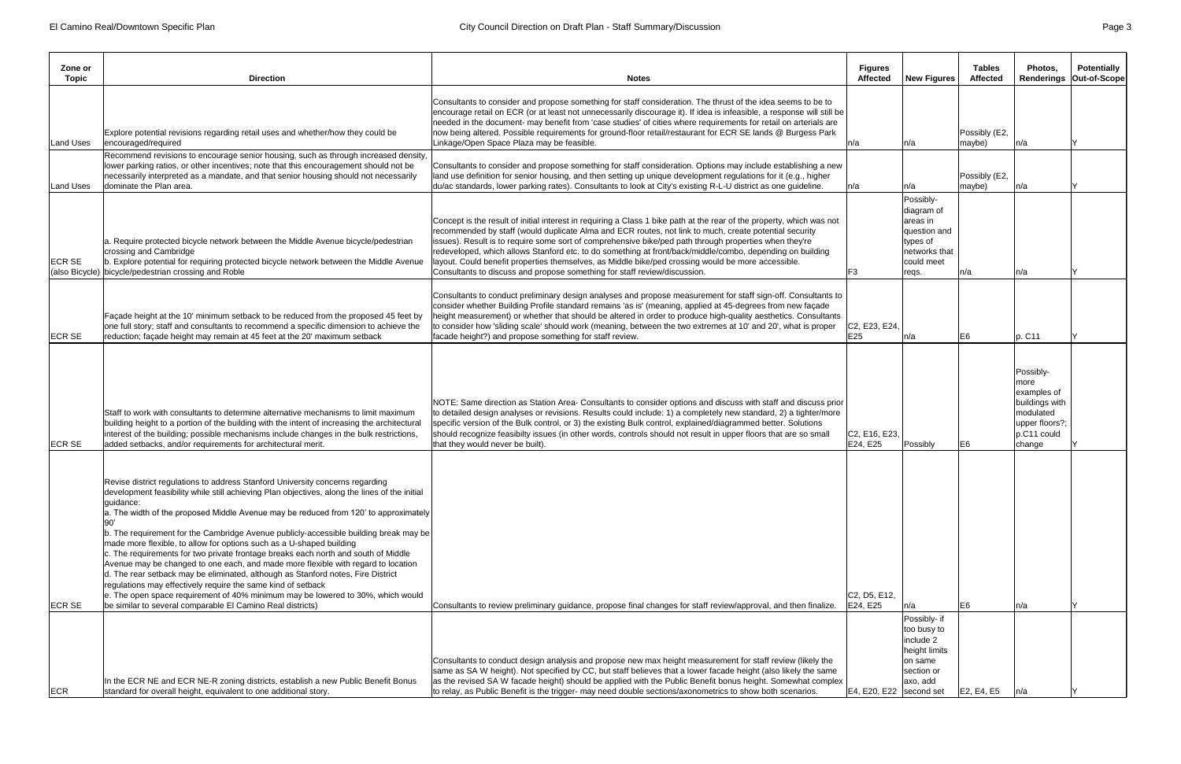| Zone or Topic | Direction | Notes | Figures Affected | New Figures | Tables Affected | Photos, Renderings | Potentially Out-of-Scope |
|---|---|---|---|---|---|---|---|
| Land Uses | Explore potential revisions regarding retail uses and whether/how they could be encouraged/required | Consultants to consider and propose something for staff consideration. The thrust of the idea seems to be to encourage retail on ECR (or at least not unnecessarily discourage it). If idea is infeasible, a response will still be needed in the document- may benefit from 'case studies' of cities where requirements for retail on arterials are now being altered. Possible requirements for ground-floor retail/restaurant for ECR SE lands @ Burgess Park Linkage/Open Space Plaza may be feasible. | n/a | n/a | Possibly (E2, maybe) | n/a | Y |
| Land Uses | Recommend revisions to encourage senior housing, such as through increased density, lower parking ratios, or other incentives; note that this encouragement should not be necessarily interpreted as a mandate, and that senior housing should not necessarily dominate the Plan area. | Consultants to consider and propose something for staff consideration. Options may include establishing a new land use definition for senior housing, and then setting up unique development regulations for it (e.g., higher du/ac standards, lower parking rates). Consultants to look at City's existing R-L-U district as one guideline. | n/a | n/a | Possibly (E2, maybe) | n/a | Y |
| ECR SE (also Bicycle) | a. Require protected bicycle network between the Middle Avenue bicycle/pedestrian crossing and Cambridge<br>b. Explore potential for requiring protected bicycle network between the Middle Avenue bicycle/pedestrian crossing and Roble | Concept is the result of initial interest in requiring a Class 1 bike path at the rear of the property, which was not recommended by staff (would duplicate Alma and ECR routes, not link to much, create potential security issues). Result is to require some sort of comprehensive bike/ped path through properties when they're redeveloped, which allows Stanford etc. to do something at front/back/middle/combo, depending on building layout. Could benefit properties themselves, as Middle bike/ped crossing would be more accessible. Consultants to discuss and propose something for staff review/discussion. | F3 | Possibly- diagram of areas in question and types of networks that could meet reqs. | n/a | n/a | Y |
| ECR SE | Façade height at the 10' minimum setback to be reduced from the proposed 45 feet by one full story; staff and consultants to recommend a specific dimension to achieve the reduction; façade height may remain at 45 feet at the 20' maximum setback | Consultants to conduct preliminary design analyses and propose measurement for staff sign-off. Consultants to consider whether Building Profile standard remains 'as is' (meaning, applied at 45-degrees from new façade height measurement) or whether that should be altered in order to produce high-quality aesthetics. Consultants to consider how 'sliding scale' should work (meaning, between the two extremes at 10' and 20', what is proper facade height?) and propose something for staff review. | C2, E23, E24, E25 | n/a | E6 | p. C11 | Y |
| ECR SE | Staff to work with consultants to determine alternative mechanisms to limit maximum building height to a portion of the building with the intent of increasing the architectural interest of the building; possible mechanisms include changes in the bulk restrictions, added setbacks, and/or requirements for architectural merit. | NOTE: Same direction as Station Area- Consultants to consider options and discuss with staff and discuss prior to detailed design analyses or revisions. Results could include: 1) a completely new standard, 2) a tighter/more specific version of the Bulk control, or 3) the existing Bulk control, explained/diagrammed better. Solutions should recognize feasibilty issues (in other words, controls should not result in upper floors that are so small that they would never be built). | C2, E16, E23, E24, E25 | Possibly | E6 | Possibly- more examples of buildings with modulated upper floors?; p.C11 could change | Y |
| ECR SE | Revise district regulations to address Stanford University concerns regarding development feasibility while still achieving Plan objectives, along the lines of the initial guidance:<br>a. The width of the proposed Middle Avenue may be reduced from 120' to approximately 90'<br>b. The requirement for the Cambridge Avenue publicly-accessible building break may be made more flexible, to allow for options such as a U-shaped building<br>c. The requirements for two private frontage breaks each north and south of Middle Avenue may be changed to one each, and made more flexible with regard to location<br>d. The rear setback may be eliminated, although as Stanford notes, Fire District regulations may effectively require the same kind of setback<br>e. The open space requirement of 40% minimum may be lowered to 30%, which would be similar to several comparable El Camino Real districts) | Consultants to review preliminary guidance, propose final changes for staff review/approval, and then finalize. | C2, D5, E12, E24, E25 | n/a | E6 | n/a | Y |
| ECR | In the ECR NE and ECR NE-R zoning districts, establish a new Public Benefit Bonus standard for overall height, equivalent to one additional story. | Consultants to conduct design analysis and propose new max height measurement for staff review (likely the same as SA W height). Not specified by CC, but staff believes that a lower facade height (also likely the same as the revised SA W facade height) should be applied with the Public Benefit bonus height. Somewhat complex to relay, as Public Benefit is the trigger- may need double sections/axonometrics to show both scenarios. | E4, E20, E22 | Possibly- if too busy to include 2 height limits on same section or axo, add second set | E2, E4, E5 | n/a | Y |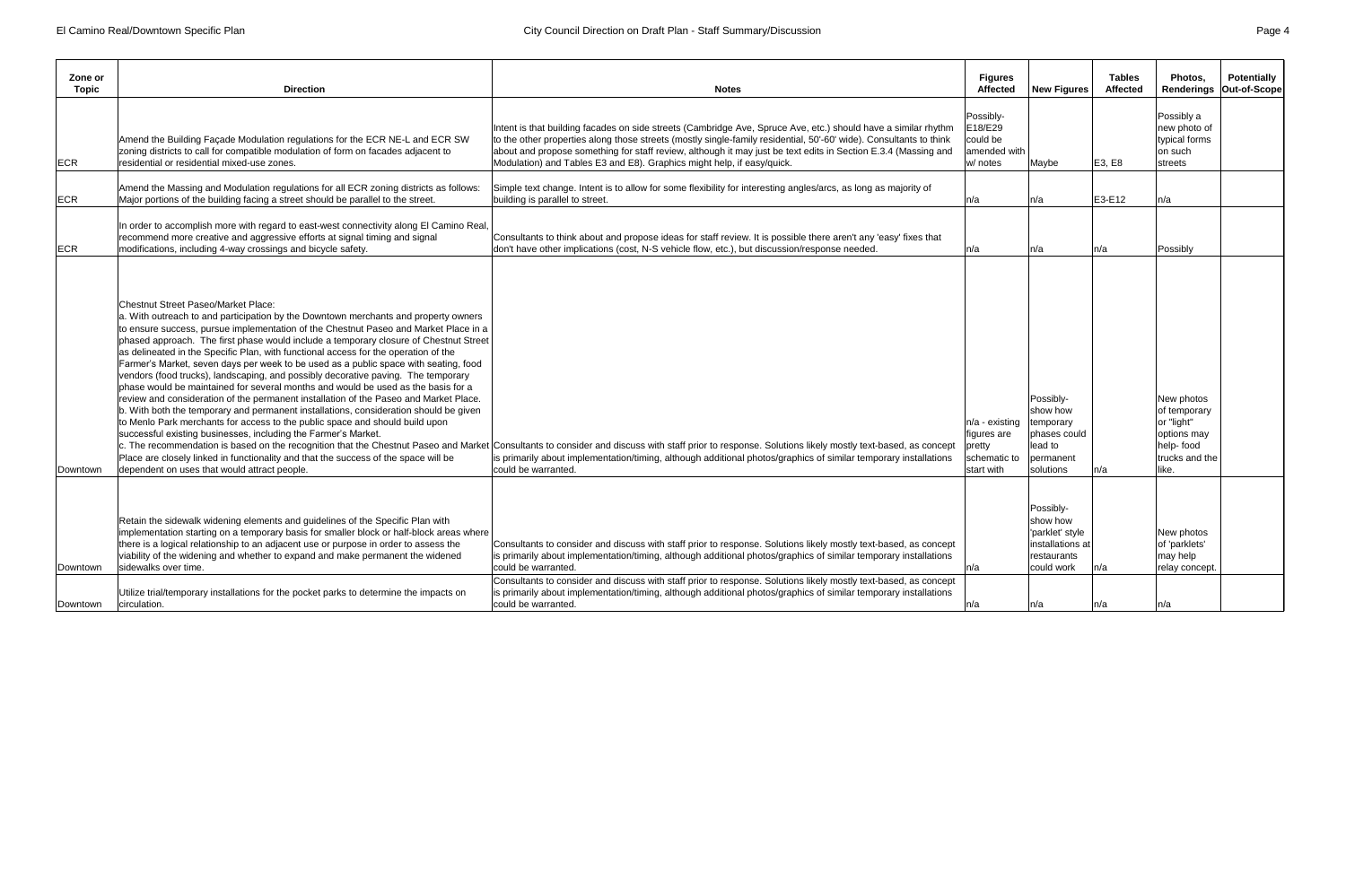| Zone or Topic | Direction | Notes | Figures Affected | New Figures | Tables Affected | Photos, Renderings | Potentially Out-of-Scope |
|---|---|---|---|---|---|---|---|
| ECR | Amend the Building Façade Modulation regulations for the ECR NE-L and ECR SW zoning districts to call for compatible modulation of form on facades adjacent to residential or residential mixed-use zones. | Intent is that building facades on side streets (Cambridge Ave, Spruce Ave, etc.) should have a similar rhythm to the other properties along those streets (mostly single-family residential, 50'-60' wide). Consultants to think about and propose something for staff review, although it may just be text edits in Section E.3.4 (Massing and Modulation) and Tables E3 and E8). Graphics might help, if easy/quick. | Possibly- E18/E29 could be amended with w/ notes | Maybe | E3, E8 | Possibly a new photo of typical forms on such streets | |
| ECR | Amend the Massing and Modulation regulations for all ECR zoning districts as follows: Major portions of the building facing a street should be parallel to the street. | Simple text change. Intent is to allow for some flexibility for interesting angles/arcs, as long as majority of building is parallel to street. | n/a | n/a | E3-E12 | n/a | |
| ECR | In order to accomplish more with regard to east-west connectivity along El Camino Real, recommend more creative and aggressive efforts at signal timing and signal modifications, including 4-way crossings and bicycle safety. | Consultants to think about and propose ideas for staff review. It is possible there aren't any 'easy' fixes that don't have other implications (cost, N-S vehicle flow, etc.), but discussion/response needed. | n/a | n/a | n/a | Possibly | |
| Downtown | Chestnut Street Paseo/Market Place:<br>a. With outreach to and participation by the Downtown merchants and property owners to ensure success, pursue implementation of the Chestnut Paseo and Market Place in a phased approach. The first phase would include a temporary closure of Chestnut Street as delineated in the Specific Plan, with functional access for the operation of the Farmer's Market, seven days per week to be used as a public space with seating, food vendors (food trucks), landscaping, and possibly decorative paving. The temporary phase would be maintained for several months and would be used as the basis for a review and consideration of the permanent installation of the Paseo and Market Place.<br>b. With both the temporary and permanent installations, consideration should be given to Menlo Park merchants for access to the public space and should build upon successful existing businesses, including the Farmer's Market.<br>c. The recommendation is based on the recognition that the Chestnut Paseo and Market Place are closely linked in functionality and that the success of the space will be dependent on uses that would attract people. | Consultants to consider and discuss with staff prior to response. Solutions likely mostly text-based, as concept is primarily about implementation/timing, although additional photos/graphics of similar temporary installations could be warranted. | n/a - existing figures are pretty schematic to start with | Possibly- show how temporary phases could lead to permanent solutions | n/a | New photos of temporary or "light" options may help- food trucks and the like. | |
| Downtown | Retain the sidewalk widening elements and guidelines of the Specific Plan with implementation starting on a temporary basis for smaller block or half-block areas where there is a logical relationship to an adjacent use or purpose in order to assess the viability of the widening and whether to expand and make permanent the widened sidewalks over time. | Consultants to consider and discuss with staff prior to response. Solutions likely mostly text-based, as concept is primarily about implementation/timing, although additional photos/graphics of similar temporary installations could be warranted. | n/a | Possibly- show how 'parklet' style installations at restaurants could work | n/a | New photos of 'parklets' may help relay concept. | |
| Downtown | Utilize trial/temporary installations for the pocket parks to determine the impacts on circulation. | Consultants to consider and discuss with staff prior to response. Solutions likely mostly text-based, as concept is primarily about implementation/timing, although additional photos/graphics of similar temporary installations could be warranted. | n/a | n/a | n/a | n/a | |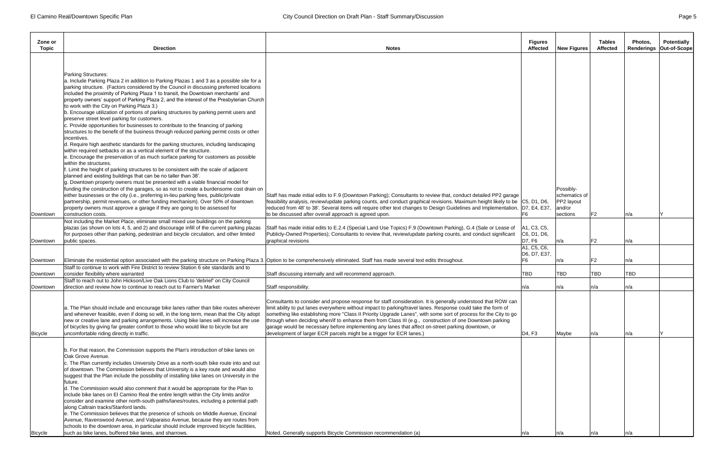| Zone or Topic | Direction | Notes | Figures Affected | New Figures | Tables Affected | Photos, Renderings | Potentially Out-of-Scope |
|---|---|---|---|---|---|---|---|
| Downtown | Parking Structures:<br>a. Include Parking Plaza 2 in addition to Parking Plazas 1 and 3 as a possible site for a parking structure. (Factors considered by the Council in discussing preferred locations included the proximity of Parking Plaza 1 to transit, the Downtown merchants' and property owners' support of Parking Plaza 2, and the interest of the Presbyterian Church to work with the City on Parking Plaza 3.)<br>b. Encourage utilization of portions of parking structures by parking permit users and preserve street level parking for customers.<br>c. Provide opportunities for businesses to contribute to the financing of parking structures to the benefit of the business through reduced parking permit costs or other incentives.<br>d. Require high aesthetic standards for the parking structures, including landscaping within required setbacks or as a vertical element of the structure.<br>e. Encourage the preservation of as much surface parking for customers as possible within the structures.<br>f. Limit the height of parking structures to be consistent with the scale of adjacent planned and existing buildings that can be no taller than 38'.<br>g. Downtown property owners must be presented with a viable financial model for funding the construction of the garages, so as not to create a burdensome cost drain on either businesses or the city (i.e., preferring in-lieu parking fees, public/private partnership, permit revenues, or other funding mechanism). Over 50% of downtown property owners must approve a garage if they are going to be assessed for construction costs. | Staff has made initial edits to F.9 (Downtown Parking); Consultants to review that, conduct detailed PP2 garage feasibility analysis, review/update parking counts, and conduct graphical revisions. Maximum height likely to be reduced from 48' to 38'. Several items will require other text changes to Design Guidelines and Implementation, to be discussed after overall approach is agreed upon. | C5, D1, D6, D7, E4, E37, F6 | Possibly- schematics of PP2 layout and/or sections | F2 | n/a | Y |
| Downtown | Not including the Market Place, eliminate small mixed use buildings on the parking plazas (as shown on lots 4, 5, and 2) and discourage infill of the current parking plazas for purposes other than parking, pedestrian and bicycle circulation, and other limited public spaces. | Staff has made initial edits to E.2.4 (Special Land Use Topics) F.9 (Downtown Parking), G.4 (Sale or Lease of Publicly-Owned Properties); Consultants to review that, review/update parking counts, and conduct significant graphical revisions | A1, C3, C5, C6, D1, D6, D7, F6 | n/a | F2 | n/a | |
| Downtown | Eliminate the residential option associated with the parking structure on Parking Plaza 3. | Option to be comprehensively eliminated. Staff has made several text edits throughout. | A1, C5, C6, D6, D7, E37, F6 | n/a | F2 | n/a | |
| Downtown | Staff to continue to work with Fire District to review Station 6 site standards and to consider flexibility where warranted | Staff discussing internally and will recommend approach. | TBD | TBD | TBD | TBD | |
| Downtown | Staff to reach out to John Hickson/Live Oak Lions Club to 'debrief' on City Council direction and review how to continue to reach out to Farmer's Market | Staff responsibility. | n/a | n/a | n/a | n/a | |
| Bicycle | a. The Plan should include and encourage bike lanes rather than bike routes wherever and whenever feasible, even if doing so will, in the long term, mean that the City adopt new or creative lane and parking arrangements. Using bike lanes will increase the use of bicycles by giving far greater comfort to those who would like to bicycle but are uncomfortable riding directly in traffic. | Consultants to consider and propose response for staff consideration. It is generally understood that ROW can limit ability to put lanes everywhere without impact to parking/travel lanes. Response could take the form of something like establishing more "Class II Priority Upgrade Lanes", with some sort of process for the City to go through when deciding when/if to enhance them from Class III (e.g., construction of one Downtown parking garage would be necessary before implementing any lanes that affect on-street parking downtown, or development of larger ECR parcels might be a trigger for ECR lanes.) | D4, F3 | Maybe | n/a | n/a | Y |
| Bicycle | b. For that reason, the Commission supports the Plan's introduction of bike lanes on Oak Grove Avenue.<br>c. The Plan currently includes University Drive as a north-south bike route into and out of downtown. The Commission believes that University is a key route and would also suggest that the Plan include the possibility of installing bike lanes on University in the future.<br>d. The Commission would also comment that it would be appropriate for the Plan to include bike lanes on El Camino Real the entire length within the City limits and/or consider and examine other north-south paths/lanes/routes, including a potential path along Caltrain tracks/Stanford lands.<br>e. The Commission believes that the presence of schools on Middle Avenue, Encinal Avenue, Ravenswood Avenue, and Valparaiso Avenue, because they are routes from schools to the downtown area, in particular should include improved bicycle facilities, such as bike lanes, buffered bike lanes, and sharrows. | Noted. Generally supports Bicycle Commission recommendation (a) | n/a | n/a | n/a | n/a | |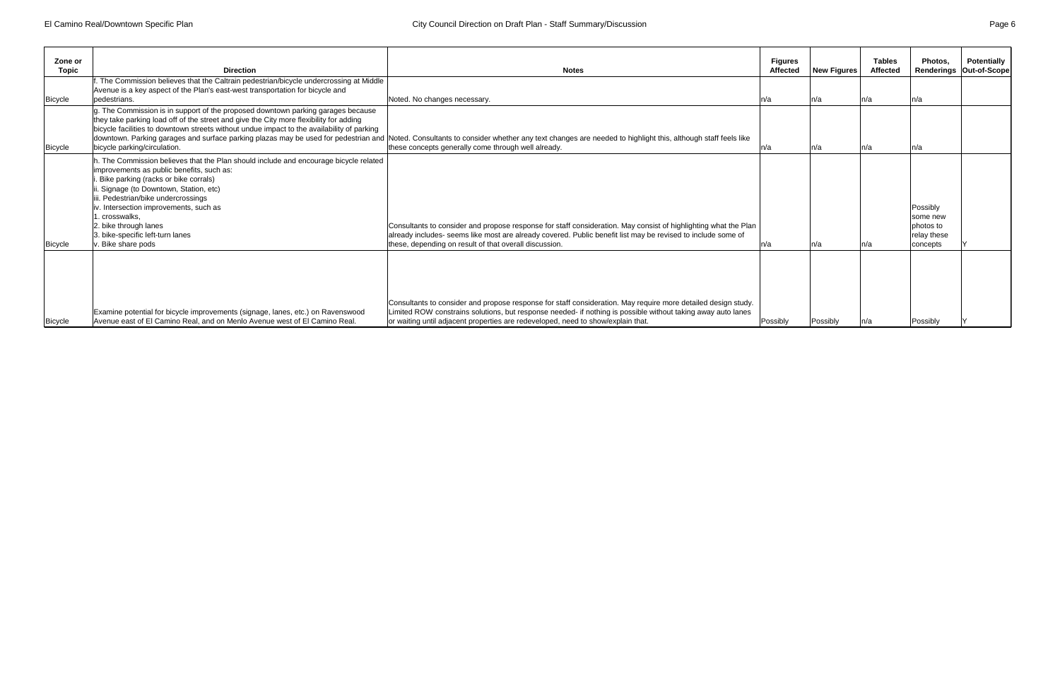| Zone or Topic | Direction | Notes | Figures Affected | New Figures | Tables Affected | Photos, Renderings | Potentially Out-of-Scope |
|---|---|---|---|---|---|---|---|
| Bicycle | f. The Commission believes that the Caltrain pedestrian/bicycle undercrossing at Middle Avenue is a key aspect of the Plan's east-west transportation for bicycle and pedestrians. | Noted. No changes necessary. | n/a | n/a | n/a | n/a | |
| Bicycle | g. The Commission is in support of the proposed downtown parking garages because they take parking load off of the street and give the City more flexibility for adding bicycle facilities to downtown streets without undue impact to the availability of parking downtown. Parking garages and surface parking plazas may be used for pedestrian and bicycle parking/circulation. | Noted. Consultants to consider whether any text changes are needed to highlight this, although staff feels like these concepts generally come through well already. | n/a | n/a | n/a | n/a | |
| Bicycle | h. The Commission believes that the Plan should include and encourage bicycle related improvements as public benefits, such as:<br>i. Bike parking (racks or bike corrals)<br>ii. Signage (to Downtown, Station, etc)<br>iii. Pedestrian/bike undercrossings<br>iv. Intersection improvements, such as<br>1. crosswalks,<br>2. bike through lanes<br>3. bike-specific left-turn lanes<br>v. Bike share pods | Consultants to consider and propose response for staff consideration. May consist of highlighting what the Plan already includes- seems like most are already covered. Public benefit list may be revised to include some of these, depending on result of that overall discussion. | n/a | n/a | n/a | Possibly some new photos to relay these concepts | Y |
| Bicycle | Examine potential for bicycle improvements (signage, lanes, etc.) on Ravenswood Avenue east of El Camino Real, and on Menlo Avenue west of El Camino Real. | Consultants to consider and propose response for staff consideration. May require more detailed design study. Limited ROW constrains solutions, but response needed- if nothing is possible without taking away auto lanes or waiting until adjacent properties are redeveloped, need to show/explain that. | Possibly | Possibly | n/a | Possibly | Y |